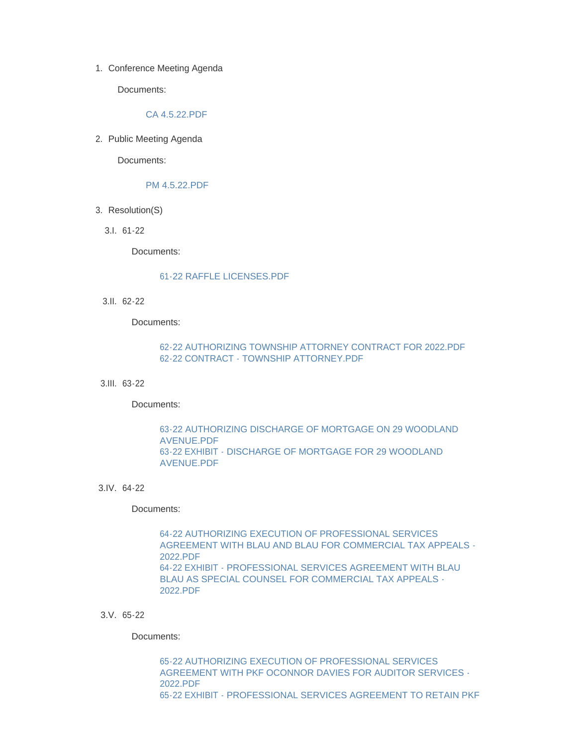1. Conference Meeting Agenda

   Documents:

   CA 4.5.22.PDF

2. Public Meeting Agenda

   Documents:

   PM 4.5.22.PDF

3. Resolution(S)

   3.I. 61-22

   Documents:

   61-22 RAFFLE LICENSES.PDF

   3.II. 62-22

   Documents:

   62-22 AUTHORIZING TOWNSHIP ATTORNEY CONTRACT FOR 2022.PDF
   62-22 CONTRACT - TOWNSHIP ATTORNEY.PDF

   3.III. 63-22

   Documents:

   63-22 AUTHORIZING DISCHARGE OF MORTGAGE ON 29 WOODLAND AVENUE.PDF
   63-22 EXHIBIT - DISCHARGE OF MORTGAGE FOR 29 WOODLAND AVENUE.PDF

   3.IV. 64-22

   Documents:

   64-22 AUTHORIZING EXECUTION OF PROFESSIONAL SERVICES AGREEMENT WITH BLAU AND BLAU FOR COMMERCIAL TAX APPEALS - 2022.PDF
   64-22 EXHIBIT - PROFESSIONAL SERVICES AGREEMENT WITH BLAU BLAU AS SPECIAL COUNSEL FOR COMMERCIAL TAX APPEALS - 2022.PDF

   3.V. 65-22

   Documents:

   65-22 AUTHORIZING EXECUTION OF PROFESSIONAL SERVICES AGREEMENT WITH PKF OCONNOR DAVIES FOR AUDITOR SERVICES - 2022.PDF
   65-22 EXHIBIT - PROFESSIONAL SERVICES AGREEMENT TO RETAIN PKF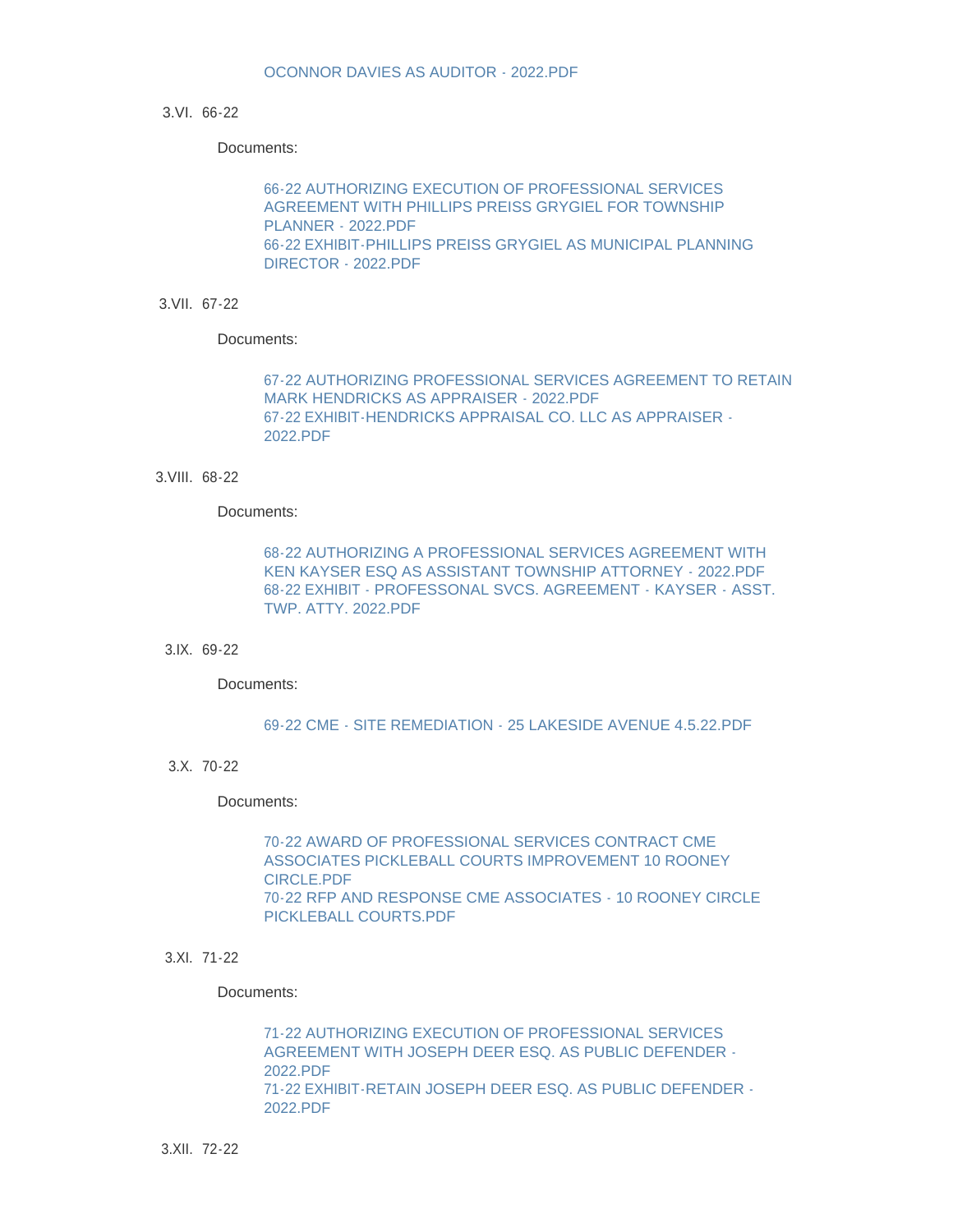OCONNOR DAVIES AS AUDITOR - 2022.PDF

3.VI. 66-22

Documents:

66-22 AUTHORIZING EXECUTION OF PROFESSIONAL SERVICES AGREEMENT WITH PHILLIPS PREISS GRYGIEL FOR TOWNSHIP PLANNER - 2022.PDF
66-22 EXHIBIT-PHILLIPS PREISS GRYGIEL AS MUNICIPAL PLANNING DIRECTOR - 2022.PDF

3.VII. 67-22

Documents:

67-22 AUTHORIZING PROFESSIONAL SERVICES AGREEMENT TO RETAIN MARK HENDRICKS AS APPRAISER - 2022.PDF
67-22 EXHIBIT-HENDRICKS APPRAISAL CO. LLC AS APPRAISER - 2022.PDF

3.VIII. 68-22

Documents:

68-22 AUTHORIZING A PROFESSIONAL SERVICES AGREEMENT WITH KEN KAYSER ESQ AS ASSISTANT TOWNSHIP ATTORNEY - 2022.PDF
68-22 EXHIBIT - PROFESSONAL SVCS. AGREEMENT - KAYSER - ASST. TWP. ATTY. 2022.PDF

3.IX. 69-22

Documents:

69-22 CME - SITE REMEDIATION - 25 LAKESIDE AVENUE 4.5.22.PDF

3.X. 70-22

Documents:

70-22 AWARD OF PROFESSIONAL SERVICES CONTRACT CME ASSOCIATES PICKLEBALL COURTS IMPROVEMENT 10 ROONEY CIRCLE.PDF
70-22 RFP AND RESPONSE CME ASSOCIATES - 10 ROONEY CIRCLE PICKLEBALL COURTS.PDF

3.XI. 71-22

Documents:

71-22 AUTHORIZING EXECUTION OF PROFESSIONAL SERVICES AGREEMENT WITH JOSEPH DEER ESQ. AS PUBLIC DEFENDER - 2022.PDF
71-22 EXHIBIT-RETAIN JOSEPH DEER ESQ. AS PUBLIC DEFENDER - 2022.PDF

3.XII. 72-22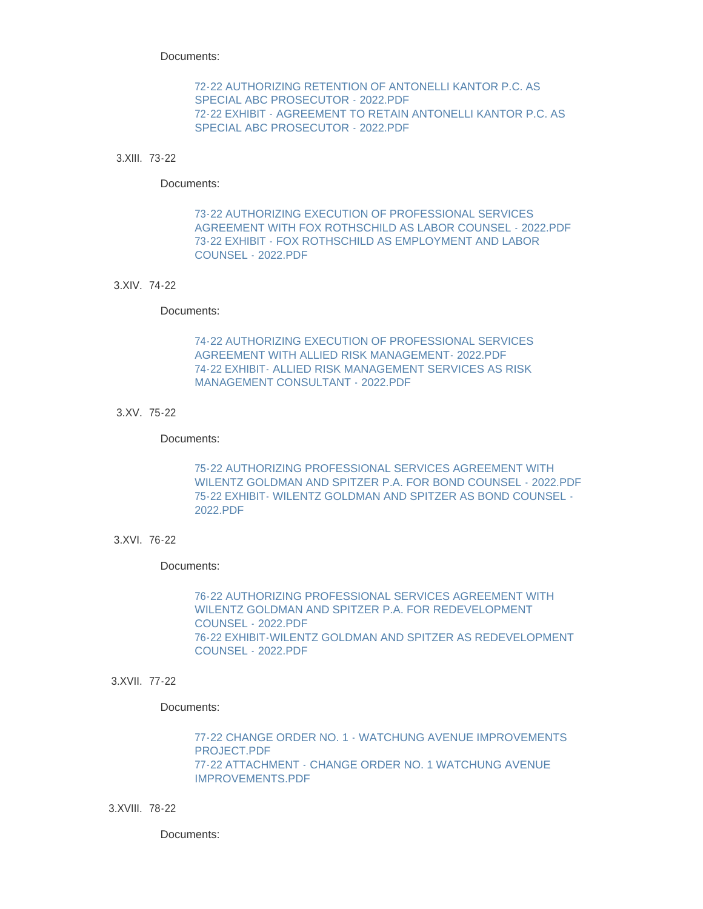Documents:

- 72-22 AUTHORIZING RETENTION OF ANTONELLI KANTOR P.C. AS SPECIAL ABC PROSECUTOR - 2022.PDF
- 72-22 EXHIBIT - AGREEMENT TO RETAIN ANTONELLI KANTOR P.C. AS SPECIAL ABC PROSECUTOR - 2022.PDF

3.XIII. 73-22

Documents:

- 73-22 AUTHORIZING EXECUTION OF PROFESSIONAL SERVICES AGREEMENT WITH FOX ROTHSCHILD AS LABOR COUNSEL - 2022.PDF
- 73-22 EXHIBIT - FOX ROTHSCHILD AS EMPLOYMENT AND LABOR COUNSEL - 2022.PDF

3.XIV. 74-22

Documents:

- 74-22 AUTHORIZING EXECUTION OF PROFESSIONAL SERVICES AGREEMENT WITH ALLIED RISK MANAGEMENT- 2022.PDF
- 74-22 EXHIBIT- ALLIED RISK MANAGEMENT SERVICES AS RISK MANAGEMENT CONSULTANT - 2022.PDF

3.XV. 75-22

Documents:

- 75-22 AUTHORIZING PROFESSIONAL SERVICES AGREEMENT WITH WILENTZ GOLDMAN AND SPITZER P.A. FOR BOND COUNSEL - 2022.PDF
- 75-22 EXHIBIT- WILENTZ GOLDMAN AND SPITZER AS BOND COUNSEL - 2022.PDF

3.XVI. 76-22

Documents:

- 76-22 AUTHORIZING PROFESSIONAL SERVICES AGREEMENT WITH WILENTZ GOLDMAN AND SPITZER P.A. FOR REDEVELOPMENT COUNSEL - 2022.PDF
- 76-22 EXHIBIT-WILENTZ GOLDMAN AND SPITZER AS REDEVELOPMENT COUNSEL - 2022.PDF

3.XVII. 77-22

Documents:

- 77-22 CHANGE ORDER NO. 1 - WATCHUNG AVENUE IMPROVEMENTS PROJECT.PDF
- 77-22 ATTACHMENT - CHANGE ORDER NO. 1 WATCHUNG AVENUE IMPROVEMENTS.PDF

3.XVIII. 78-22

Documents: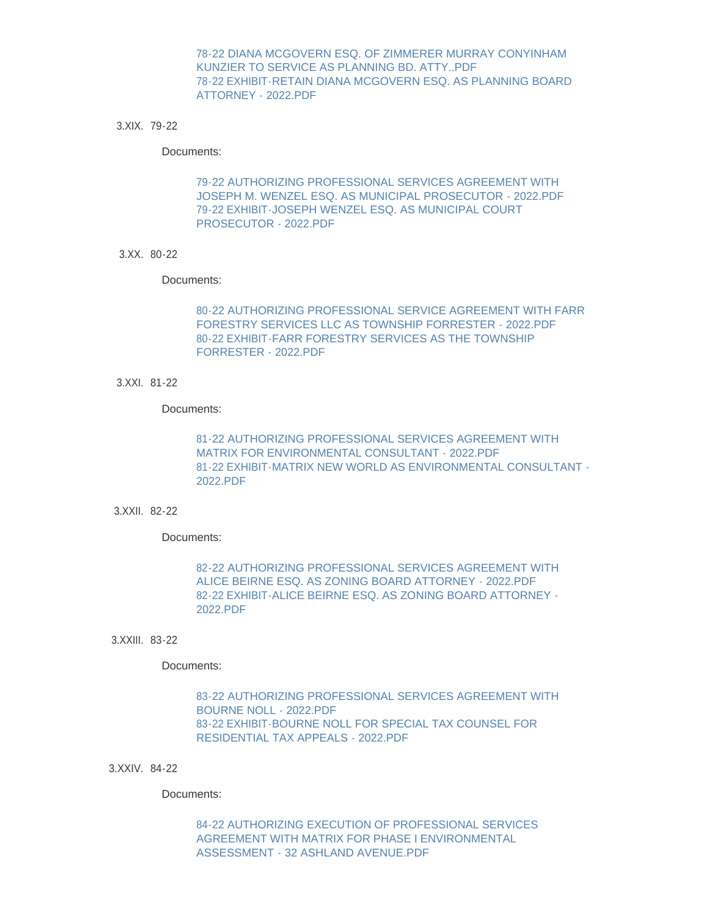78-22 DIANA MCGOVERN ESQ. OF ZIMMERER MURRAY CONYINHAM KUNZIER TO SERVICE AS PLANNING BD. ATTY..PDF
78-22 EXHIBIT-RETAIN DIANA MCGOVERN ESQ. AS PLANNING BOARD ATTORNEY - 2022.PDF

3.XIX. 79-22

Documents:

79-22 AUTHORIZING PROFESSIONAL SERVICES AGREEMENT WITH JOSEPH M. WENZEL ESQ. AS MUNICIPAL PROSECUTOR - 2022.PDF
79-22 EXHIBIT-JOSEPH WENZEL ESQ. AS MUNICIPAL COURT PROSECUTOR - 2022.PDF

3.XX. 80-22

Documents:

80-22 AUTHORIZING PROFESSIONAL SERVICE AGREEMENT WITH FARR FORESTRY SERVICES LLC AS TOWNSHIP FORRESTER - 2022.PDF
80-22 EXHIBIT-FARR FORESTRY SERVICES AS THE TOWNSHIP FORRESTER - 2022.PDF

3.XXI. 81-22

Documents:

81-22 AUTHORIZING PROFESSIONAL SERVICES AGREEMENT WITH MATRIX FOR ENVIRONMENTAL CONSULTANT - 2022.PDF
81-22 EXHIBIT-MATRIX NEW WORLD AS ENVIRONMENTAL CONSULTANT - 2022.PDF

3.XXII. 82-22

Documents:

82-22 AUTHORIZING PROFESSIONAL SERVICES AGREEMENT WITH ALICE BEIRNE ESQ. AS ZONING BOARD ATTORNEY - 2022.PDF
82-22 EXHIBIT-ALICE BEIRNE ESQ. AS ZONING BOARD ATTORNEY - 2022.PDF

3.XXIII. 83-22

Documents:

83-22 AUTHORIZING PROFESSIONAL SERVICES AGREEMENT WITH BOURNE NOLL - 2022.PDF
83-22 EXHIBIT-BOURNE NOLL FOR SPECIAL TAX COUNSEL FOR RESIDENTIAL TAX APPEALS - 2022.PDF

3.XXIV. 84-22

Documents:

84-22 AUTHORIZING EXECUTION OF PROFESSIONAL SERVICES AGREEMENT WITH MATRIX FOR PHASE I ENVIRONMENTAL ASSESSMENT - 32 ASHLAND AVENUE.PDF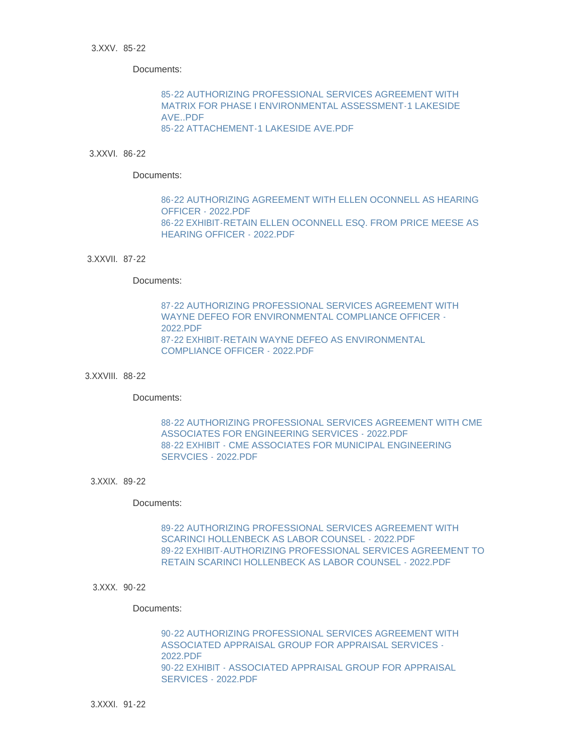3.XXV. 85-22

Documents:

85-22 AUTHORIZING PROFESSIONAL SERVICES AGREEMENT WITH MATRIX FOR PHASE I ENVIRONMENTAL ASSESSMENT-1 LAKESIDE AVE..PDF
85-22 ATTACHEMENT-1 LAKESIDE AVE.PDF

3.XXVI. 86-22

Documents:

86-22 AUTHORIZING AGREEMENT WITH ELLEN OCONNELL AS HEARING OFFICER - 2022.PDF
86-22 EXHIBIT-RETAIN ELLEN OCONNELL ESQ. FROM PRICE MEESE AS HEARING OFFICER - 2022.PDF

3.XXVII. 87-22

Documents:

87-22 AUTHORIZING PROFESSIONAL SERVICES AGREEMENT WITH WAYNE DEFEO FOR ENVIRONMENTAL COMPLIANCE OFFICER - 2022.PDF
87-22 EXHIBIT-RETAIN WAYNE DEFEO AS ENVIRONMENTAL COMPLIANCE OFFICER - 2022.PDF

3.XXVIII. 88-22

Documents:

88-22 AUTHORIZING PROFESSIONAL SERVICES AGREEMENT WITH CME ASSOCIATES FOR ENGINEERING SERVICES - 2022.PDF
88-22 EXHIBIT - CME ASSOCIATES FOR MUNICIPAL ENGINEERING SERVCIES - 2022.PDF

3.XXIX. 89-22

Documents:

89-22 AUTHORIZING PROFESSIONAL SERVICES AGREEMENT WITH SCARINCI HOLLENBECK AS LABOR COUNSEL - 2022.PDF
89-22 EXHIBIT-AUTHORIZING PROFESSIONAL SERVICES AGREEMENT TO RETAIN SCARINCI HOLLENBECK AS LABOR COUNSEL - 2022.PDF

3.XXX. 90-22

Documents:

90-22 AUTHORIZING PROFESSIONAL SERVICES AGREEMENT WITH ASSOCIATED APPRAISAL GROUP FOR APPRAISAL SERVICES - 2022.PDF
90-22 EXHIBIT - ASSOCIATED APPRAISAL GROUP FOR APPRAISAL SERVICES - 2022.PDF

3.XXXI. 91-22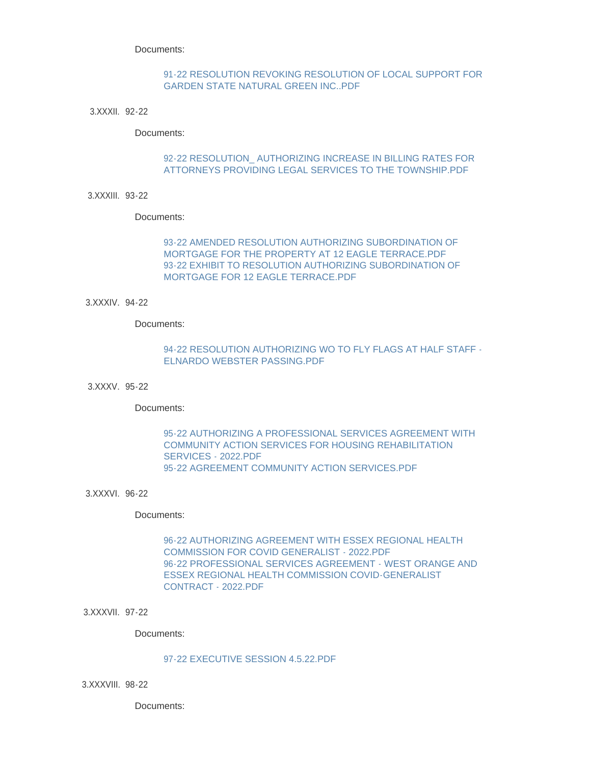Documents:

91-22 RESOLUTION REVOKING RESOLUTION OF LOCAL SUPPORT FOR GARDEN STATE NATURAL GREEN INC..PDF

3.XXXII. 92-22

Documents:

92-22 RESOLUTION_ AUTHORIZING INCREASE IN BILLING RATES FOR ATTORNEYS PROVIDING LEGAL SERVICES TO THE TOWNSHIP.PDF

3.XXXIII. 93-22

Documents:

93-22 AMENDED RESOLUTION AUTHORIZING SUBORDINATION OF MORTGAGE FOR THE PROPERTY AT 12 EAGLE TERRACE.PDF
93-22 EXHIBIT TO RESOLUTION AUTHORIZING SUBORDINATION OF MORTGAGE FOR 12 EAGLE TERRACE.PDF

3.XXXIV. 94-22

Documents:

94-22 RESOLUTION AUTHORIZING WO TO FLY FLAGS AT HALF STAFF - ELNARDO WEBSTER PASSING.PDF

3.XXXV. 95-22

Documents:

95-22 AUTHORIZING A PROFESSIONAL SERVICES AGREEMENT WITH COMMUNITY ACTION SERVICES FOR HOUSING REHABILITATION SERVICES - 2022.PDF
95-22 AGREEMENT COMMUNITY ACTION SERVICES.PDF

3.XXXVI. 96-22

Documents:

96-22 AUTHORIZING AGREEMENT WITH ESSEX REGIONAL HEALTH COMMISSION FOR COVID GENERALIST - 2022.PDF
96-22 PROFESSIONAL SERVICES AGREEMENT - WEST ORANGE AND ESSEX REGIONAL HEALTH COMMISSION COVID-GENERALIST CONTRACT - 2022.PDF

3.XXXVII. 97-22

Documents:

97-22 EXECUTIVE SESSION 4.5.22.PDF

3.XXXVIII. 98-22

Documents: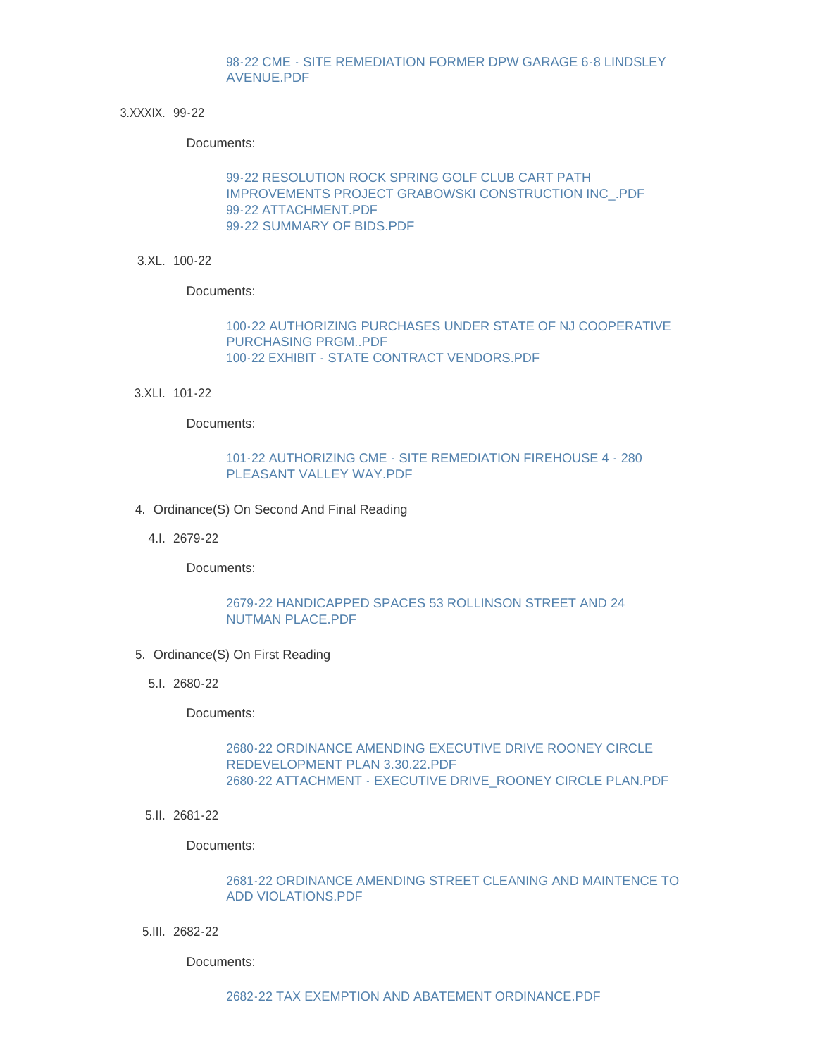98-22 CME - SITE REMEDIATION FORMER DPW GARAGE 6-8 LINDSLEY AVENUE.PDF

3.XXXIX. 99-22

Documents:

99-22 RESOLUTION ROCK SPRING GOLF CLUB CART PATH IMPROVEMENTS PROJECT GRABOWSKI CONSTRUCTION INC_.PDF
99-22 ATTACHMENT.PDF
99-22 SUMMARY OF BIDS.PDF

3.XL. 100-22

Documents:

100-22 AUTHORIZING PURCHASES UNDER STATE OF NJ COOPERATIVE PURCHASING PRGM..PDF
100-22 EXHIBIT - STATE CONTRACT VENDORS.PDF

3.XLI. 101-22

Documents:

101-22 AUTHORIZING CME - SITE REMEDIATION FIREHOUSE 4 - 280 PLEASANT VALLEY WAY.PDF

4. Ordinance(S) On Second And Final Reading

4.I. 2679-22

Documents:

2679-22 HANDICAPPED SPACES 53 ROLLINSON STREET AND 24 NUTMAN PLACE.PDF

5. Ordinance(S) On First Reading

5.I. 2680-22

Documents:

2680-22 ORDINANCE AMENDING EXECUTIVE DRIVE ROONEY CIRCLE REDEVELOPMENT PLAN 3.30.22.PDF
2680-22 ATTACHMENT - EXECUTIVE DRIVE_ROONEY CIRCLE PLAN.PDF

5.II. 2681-22

Documents:

2681-22 ORDINANCE AMENDING STREET CLEANING AND MAINTENCE TO ADD VIOLATIONS.PDF

5.III. 2682-22

Documents:

2682-22 TAX EXEMPTION AND ABATEMENT ORDINANCE.PDF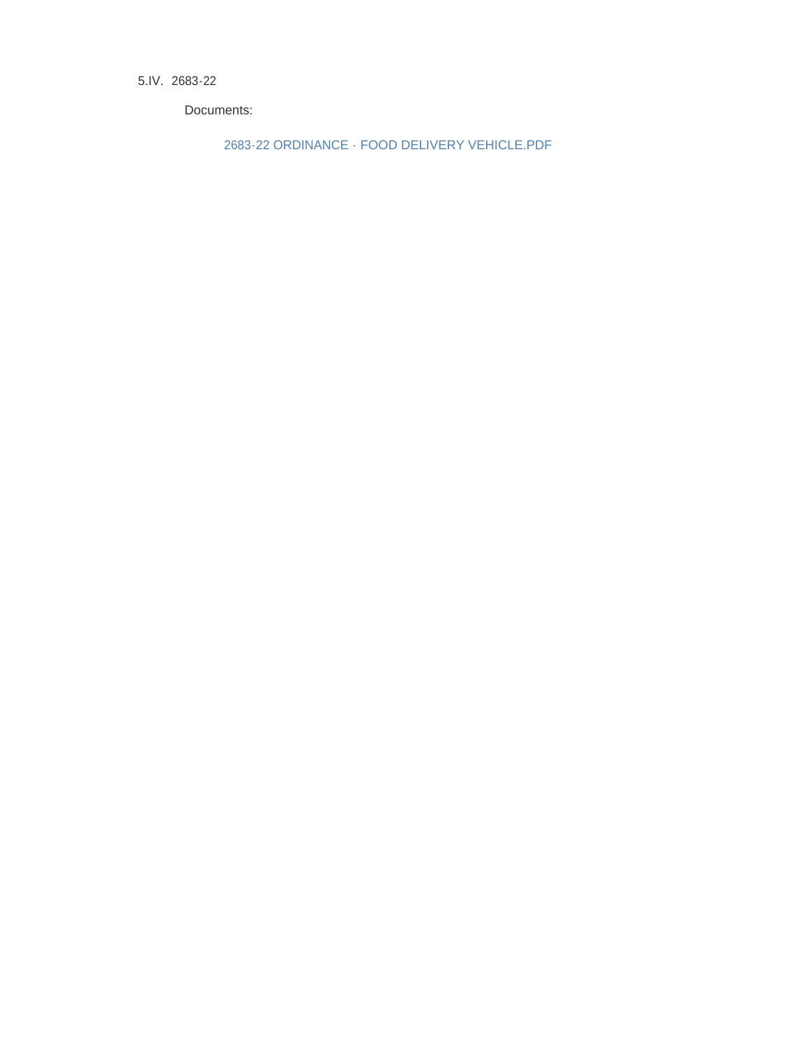5.IV. 2683-22

Documents:

2683-22 ORDINANCE - FOOD DELIVERY VEHICLE.PDF